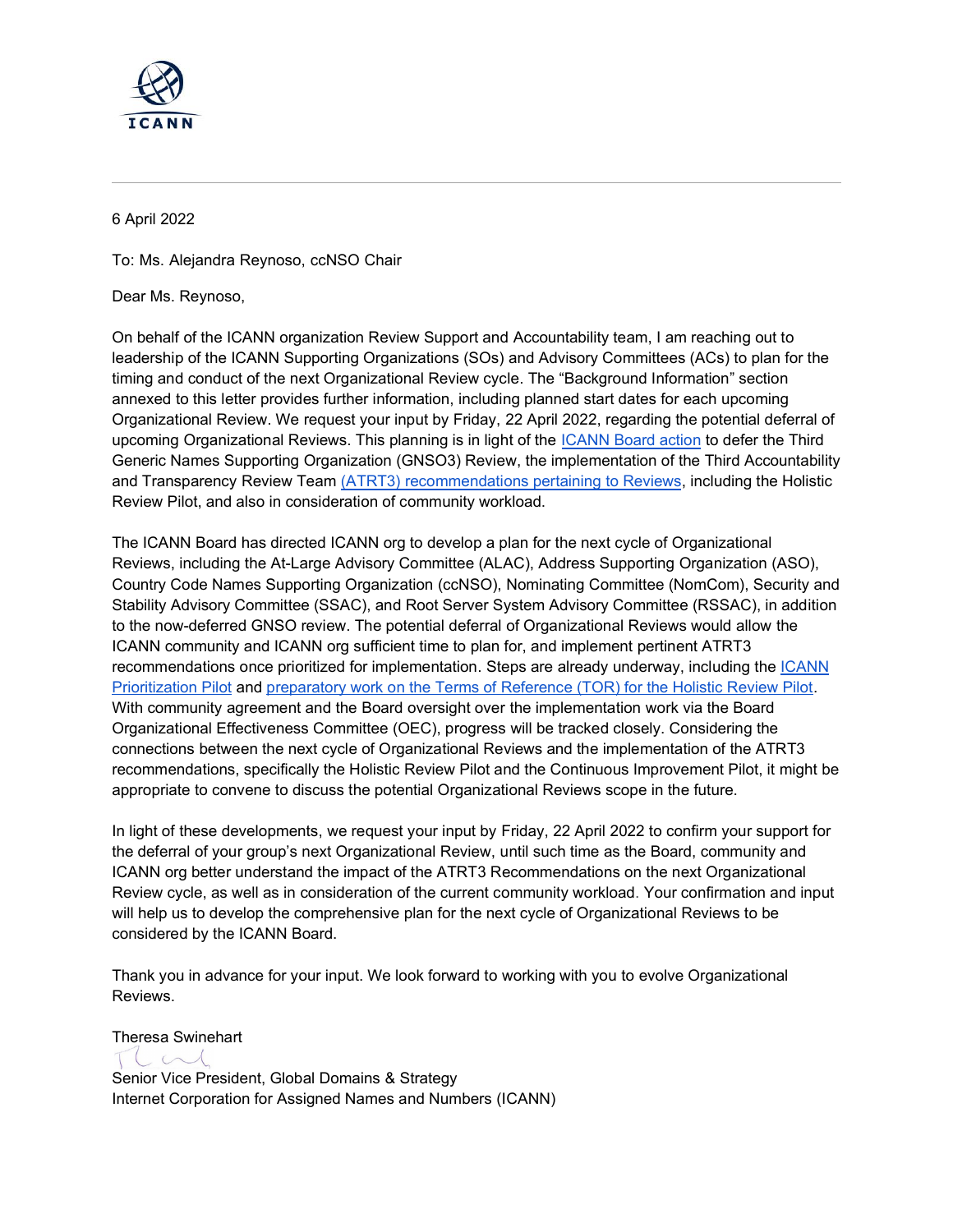6 April 2022

To: Ms. Alejandra Reynoso, ccNSO Chair

Dear Ms. Reynoso,

On behalf of the ICANN organization Review Support and Accountability team, I am reaching out to leadership of the ICANN Supporting Organizations (SOs) and Advisory Committees (ACs) to plan for the timing and conduct of the next Organizational Review cycle. The "Background Information" section annexed to this letter provides further information, including planned start dates for each upcoming Organizational Review. We request your input by Friday, 22 April 2022, regarding the potential deferral of upcoming Organizational Reviews. This planning is in light of the ICANN Board action to defer the Third Generic Names Supporting Organization (GNSO3) Review, the implementation of the Third Accountability and Transparency Review Team (ATRT3) recommendations pertaining to Reviews, including the Holistic Review Pilot, and also in consideration of community workload.

The ICANN Board has directed ICANN org to develop a plan for the next cycle of Organizational Reviews, including the At-Large Advisory Committee (ALAC), Address Supporting Organization (ASO), Country Code Names Supporting Organization (ccNSO), Nominating Committee (NomCom), Security and Stability Advisory Committee (SSAC), and Root Server System Advisory Committee (RSSAC), in addition to the now-deferred GNSO review. The potential deferral of Organizational Reviews would allow the ICANN community and ICANN org sufficient time to plan for, and implement pertinent ATRT3 recommendations once prioritized for implementation. Steps are already underway, including the ICANN Prioritization Pilot and preparatory work on the Terms of Reference (TOR) for the Holistic Review Pilot. With community agreement and the Board oversight over the implementation work via the Board Organizational Effectiveness Committee (OEC), progress will be tracked closely. Considering the connections between the next cycle of Organizational Reviews and the implementation of the ATRT3 recommendations, specifically the Holistic Review Pilot and the Continuous Improvement Pilot, it might be appropriate to convene to discuss the potential Organizational Reviews scope in the future.

In light of these developments, we request your input by Friday, 22 April 2022 to confirm your support for the deferral of your group's next Organizational Review, until such time as the Board, community and ICANN org better understand the impact of the ATRT3 Recommendations on the next Organizational Review cycle, as well as in consideration of the current community workload. Your confirmation and input will help us to develop the comprehensive plan for the next cycle of Organizational Reviews to be considered by the ICANN Board.

Thank you in advance for your input. We look forward to working with you to evolve Organizational Reviews.

Theresa Swinehart

Senior Vice President, Global Domains & Strategy
Internet Corporation for Assigned Names and Numbers (ICANN)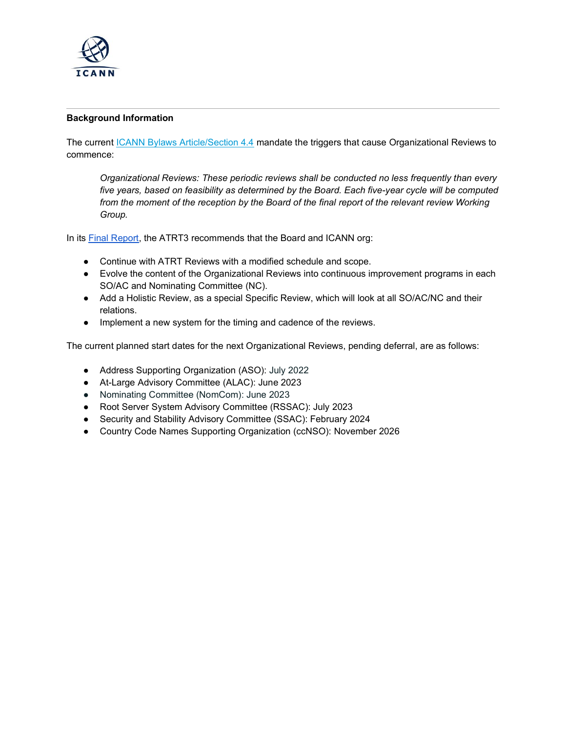**Background Information**

The current ICANN Bylaws Article/Section 4.4 mandate the triggers that cause Organizational Reviews to commence:

> *Organizational Reviews: These periodic reviews shall be conducted no less frequently than every five years, based on feasibility as determined by the Board. Each five-year cycle will be computed from the moment of the reception by the Board of the final report of the relevant review Working Group.*

In its Final Report, the ATRT3 recommends that the Board and ICANN org:

- Continue with ATRT Reviews with a modified schedule and scope.
- Evolve the content of the Organizational Reviews into continuous improvement programs in each SO/AC and Nominating Committee (NC).
- Add a Holistic Review, as a special Specific Review, which will look at all SO/AC/NC and their relations.
- Implement a new system for the timing and cadence of the reviews.

The current planned start dates for the next Organizational Reviews, pending deferral, are as follows:

- Address Supporting Organization (ASO): July 2022
- At-Large Advisory Committee (ALAC): June 2023
- Nominating Committee (NomCom): June 2023
- Root Server System Advisory Committee (RSSAC): July 2023
- Security and Stability Advisory Committee (SSAC): February 2024
- Country Code Names Supporting Organization (ccNSO): November 2026